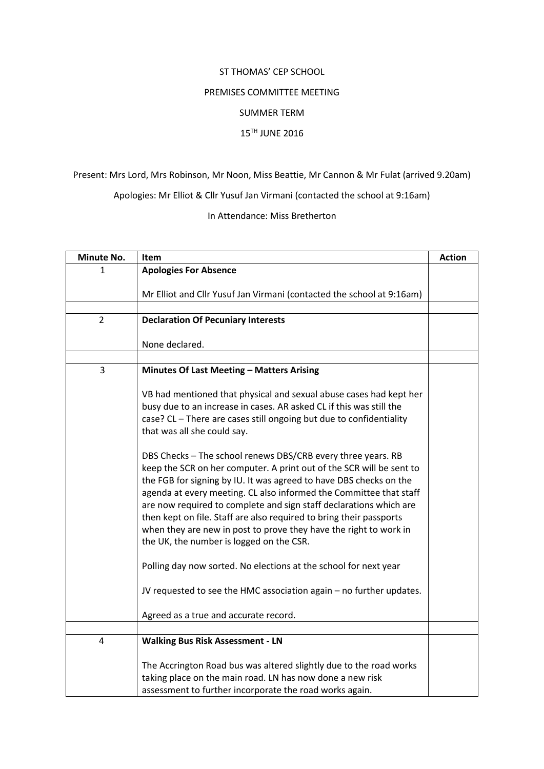ST THOMAS' CEP SCHOOL

PREMISES COMMITTEE MEETING

SUMMER TERM

15TH JUNE 2016

Present: Mrs Lord, Mrs Robinson, Mr Noon, Miss Beattie, Mr Cannon & Mr Fulat (arrived 9.20am)

Apologies: Mr Elliot & Cllr Yusuf Jan Virmani (contacted the school at 9:16am)

In Attendance: Miss Bretherton

| Minute No. | Item | Action |
|---|---|---|
| 1 | **Apologies For Absence**<br><br>Mr Elliot and Cllr Yusuf Jan Virmani (contacted the school at 9:16am) | |
| | | |
| 2 | **Declaration Of Pecuniary Interests**<br><br>None declared. | |
| | | |
| 3 | **Minutes Of Last Meeting – Matters Arising**<br><br>VB had mentioned that physical and sexual abuse cases had kept her busy due to an increase in cases. AR asked CL if this was still the case? CL – There are cases still ongoing but due to confidentiality that was all she could say.<br><br>DBS Checks – The school renews DBS/CRB every three years. RB keep the SCR on her computer. A print out of the SCR will be sent to the FGB for signing by IU. It was agreed to have DBS checks on the agenda at every meeting. CL also informed the Committee that staff are now required to complete and sign staff declarations which are then kept on file. Staff are also required to bring their passports when they are new in post to prove they have the right to work in the UK, the number is logged on the CSR.<br><br>Polling day now sorted. No elections at the school for next year<br><br>JV requested to see the HMC association again – no further updates.<br><br>Agreed as a true and accurate record. | |
| | | |
| 4 | **Walking Bus Risk Assessment - LN**<br><br>The Accrington Road bus was altered slightly due to the road works taking place on the main road. LN has now done a new risk assessment to further incorporate the road works again. | |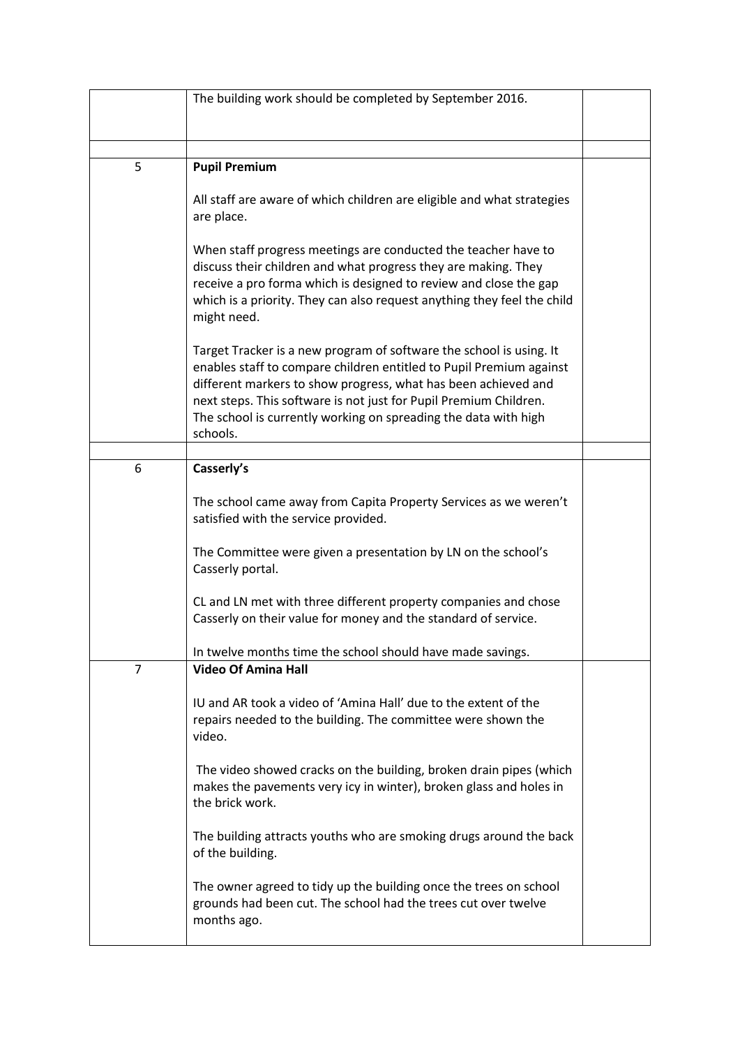|  | The building work should be completed by September 2016. |  |
| --- | --- | --- |
|  |  |  |
| 5 | **Pupil Premium**<br><br>All staff are aware of which children are eligible and what strategies are place.<br><br>When staff progress meetings are conducted the teacher have to discuss their children and what progress they are making. They receive a pro forma which is designed to review and close the gap which is a priority. They can also request anything they feel the child might need.<br><br>Target Tracker is a new program of software the school is using. It enables staff to compare children entitled to Pupil Premium against different markers to show progress, what has been achieved and next steps. This software is not just for Pupil Premium Children. The school is currently working on spreading the data with high schools. |  |
|  |  |  |
| 6 | **Casserly's**<br><br>The school came away from Capita Property Services as we weren't satisfied with the service provided.<br><br>The Committee were given a presentation by LN on the school's Casserly portal.<br><br>CL and LN met with three different property companies and chose Casserly on their value for money and the standard of service.<br><br>In twelve months time the school should have made savings. |  |
| 7 | **Video Of Amina Hall**<br><br>IU and AR took a video of 'Amina Hall' due to the extent of the repairs needed to the building. The committee were shown the video.<br><br>The video showed cracks on the building, broken drain pipes (which makes the pavements very icy in winter), broken glass and holes in the brick work.<br><br>The building attracts youths who are smoking drugs around the back of the building.<br><br>The owner agreed to tidy up the building once the trees on school grounds had been cut. The school had the trees cut over twelve months ago. |  |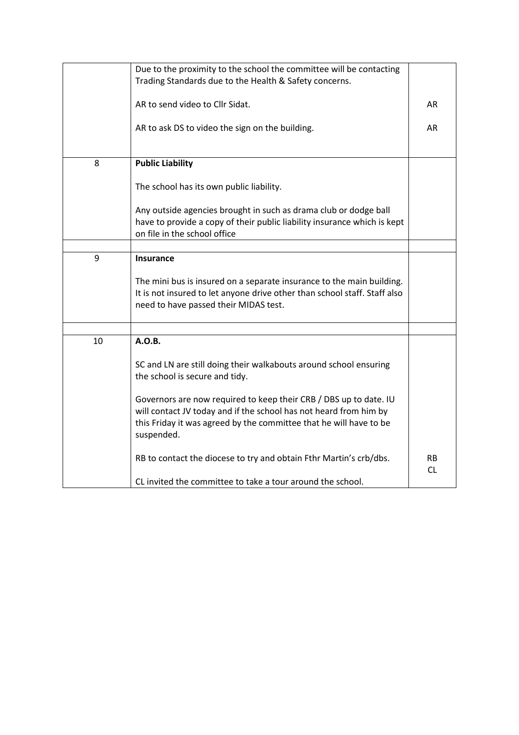| | | |
|---|---|---|
| | Due to the proximity to the school the committee will be contacting Trading Standards due to the Health & Safety concerns.<br><br>AR to send video to Cllr Sidat.<br><br>AR to ask DS to video the sign on the building. | <br><br>AR<br><br>AR |
| 8 | **Public Liability**<br><br>The school has its own public liability.<br><br>Any outside agencies brought in such as drama club or dodge ball have to provide a copy of their public liability insurance which is kept on file in the school office | |
| | | |
| 9 | **Insurance**<br><br>The mini bus is insured on a separate insurance to the main building. It is not insured to let anyone drive other than school staff. Staff also need to have passed their MIDAS test. | |
| | | |
| 10 | **A.O.B.**<br><br>SC and LN are still doing their walkabouts around school ensuring the school is secure and tidy.<br><br>Governors are now required to keep their CRB / DBS up to date. IU will contact JV today and if the school has not heard from him by this Friday it was agreed by the committee that he will have to be suspended.<br><br>RB to contact the diocese to try and obtain Fthr Martin's crb/dbs.<br><br>CL invited the committee to take a tour around the school. | <br><br><br><br><br><br>RB<br>CL |